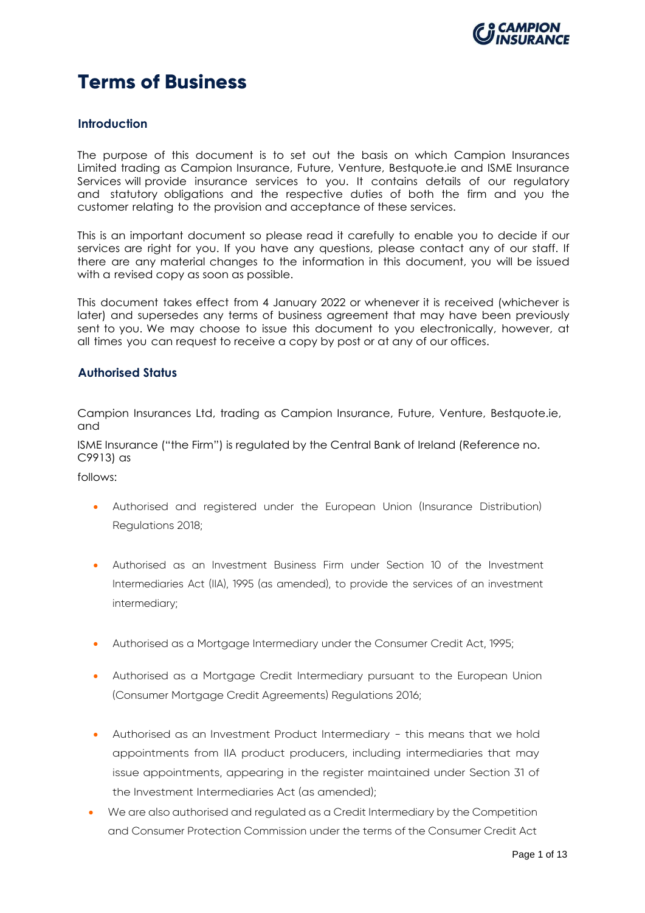# Terms of Business

## Introduction

The purpose of this document is to set out the basis on which Campion Insurances Limited trading as Campion Insurance, Future, Venture, Bestquote.ie and ISME Insurance Services will provide insurance services to you. It contains details of our regulatory and statutory obligations and the respective duties of both the firm and you the customer relating to the provision and acceptance of these services.

This is an important document so please read it carefully to enable you to decide if our services are right for you. If you have any questions, please contact any of our staff. If there are any material changes to the information in this document, you will be issued with a revised copy as soon as possible.

This document takes effect from 4 January 2022 or whenever it is received (whichever is later) and supersedes any terms of business agreement that may have been previously sent to you. We may choose to issue this document to you electronically, however, at all times you can request to receive a copy by post or at any of our offices.

## Authorised Status

Campion Insurances Ltd, trading as Campion Insurance, Future, Venture, Bestquote.ie, and

ISME Insurance ("the Firm") is regulated by the Central Bank of Ireland (Reference no. C9913) as

follows:

- Authorised and registered under the European Union (Insurance Distribution) Regulations 2018;
- Authorised as an Investment Business Firm under Section 10 of the Investment Intermediaries Act (IIA), 1995 (as amended), to provide the services of an investment intermediary;
- Authorised as a Mortgage Intermediary under the Consumer Credit Act, 1995;
- Authorised as a Mortgage Credit Intermediary pursuant to the European Union (Consumer Mortgage Credit Agreements) Regulations 2016;
- Authorised as an Investment Product Intermediary - this means that we hold appointments from IIA product producers, including intermediaries that may issue appointments, appearing in the register maintained under Section 31 of the Investment Intermediaries Act (as amended);
- We are also authorised and regulated as a Credit Intermediary by the Competition and Consumer Protection Commission under the terms of the Consumer Credit Act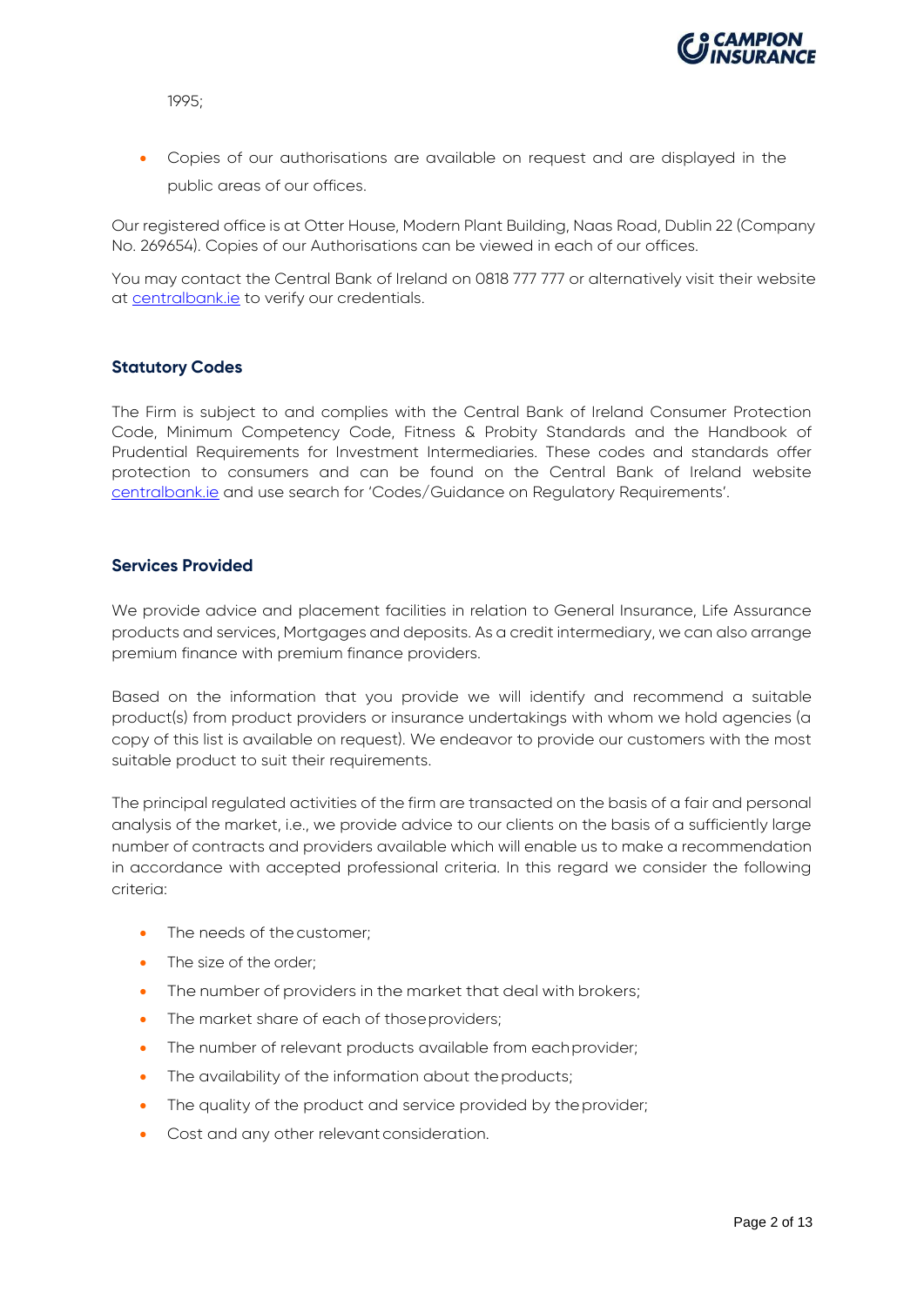1995;

- Copies of our authorisations are available on request and are displayed in the public areas of our offices.

Our registered office is at Otter House, Modern Plant Building, Naas Road, Dublin 22 (Company No. 269654). Copies of our Authorisations can be viewed in each of our offices.

You may contact the Central Bank of Ireland on 0818 777 777 or alternatively visit their website at centralbank.ie to verify our credentials.

## Statutory Codes

The Firm is subject to and complies with the Central Bank of Ireland Consumer Protection Code, Minimum Competency Code, Fitness & Probity Standards and the Handbook of Prudential Requirements for Investment Intermediaries. These codes and standards offer protection to consumers and can be found on the Central Bank of Ireland website centralbank.ie and use search for 'Codes/Guidance on Regulatory Requirements'.

## Services Provided

We provide advice and placement facilities in relation to General Insurance, Life Assurance products and services, Mortgages and deposits. As a credit intermediary, we can also arrange premium finance with premium finance providers.

Based on the information that you provide we will identify and recommend a suitable product(s) from product providers or insurance undertakings with whom we hold agencies (a copy of this list is available on request). We endeavor to provide our customers with the most suitable product to suit their requirements.

The principal regulated activities of the firm are transacted on the basis of a fair and personal analysis of the market, i.e., we provide advice to our clients on the basis of a sufficiently large number of contracts and providers available which will enable us to make a recommendation in accordance with accepted professional criteria. In this regard we consider the following criteria:

- The needs of the customer;
- The size of the order;
- The number of providers in the market that deal with brokers;
- The market share of each of those providers;
- The number of relevant products available from each provider;
- The availability of the information about the products;
- The quality of the product and service provided by the provider;
- Cost and any other relevant consideration.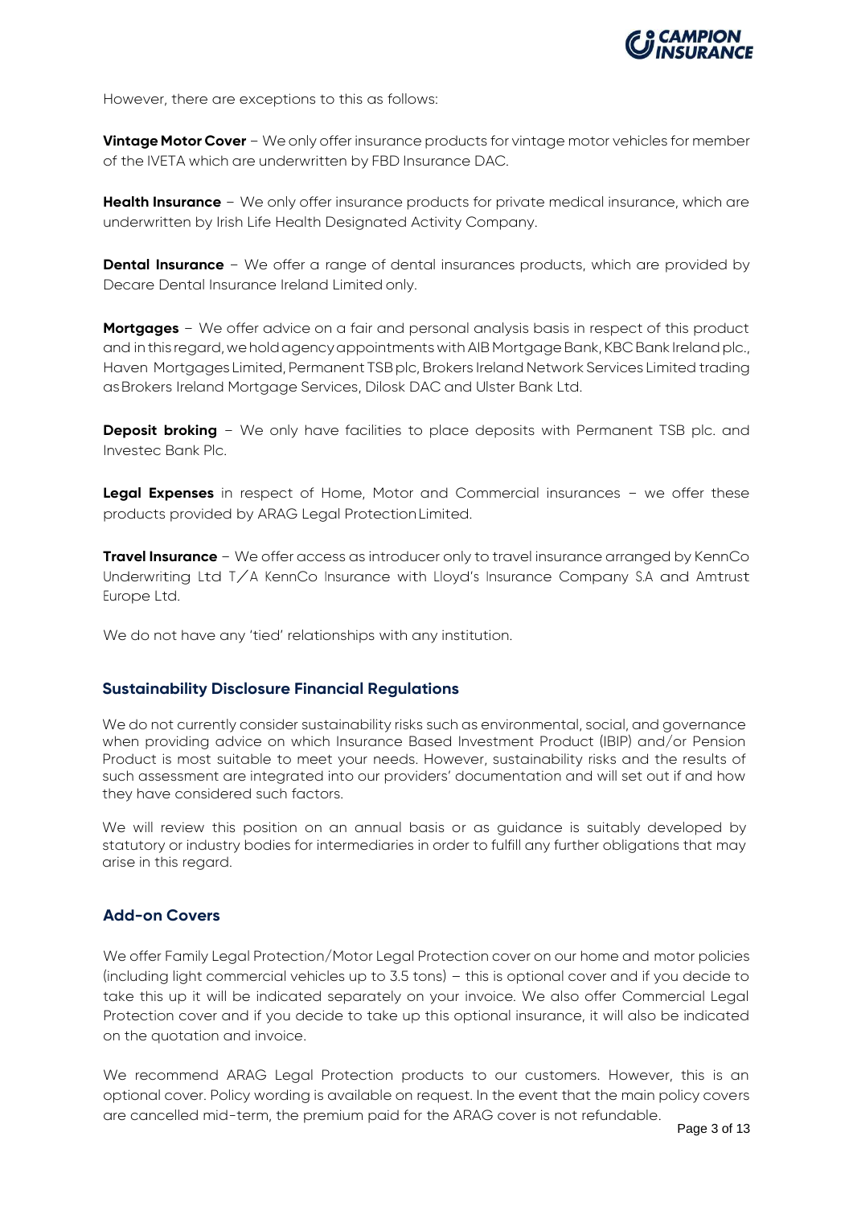However, there are exceptions to this as follows:

**Vintage Motor Cover** – We only offer insurance products for vintage motor vehicles for member of the IVETA which are underwritten by FBD Insurance DAC.

**Health Insurance** – We only offer insurance products for private medical insurance, which are underwritten by Irish Life Health Designated Activity Company.

**Dental Insurance** – We offer a range of dental insurances products, which are provided by Decare Dental Insurance Ireland Limited only.

**Mortgages** – We offer advice on a fair and personal analysis basis in respect of this product and in this regard, we hold agency appointments with AIB Mortgage Bank, KBC Bank Ireland plc., Haven Mortgages Limited, Permanent TSB plc, Brokers Ireland Network Services Limited trading as Brokers Ireland Mortgage Services, Dilosk DAC and Ulster Bank Ltd.

**Deposit broking** – We only have facilities to place deposits with Permanent TSB plc. and Investec Bank Plc.

**Legal Expenses** in respect of Home, Motor and Commercial insurances – we offer these products provided by ARAG Legal Protection Limited.

**Travel Insurance** – We offer access as introducer only to travel insurance arranged by KennCo Underwriting Ltd T/A KennCo Insurance with Lloyd's Insurance Company S.A and Amtrust Europe Ltd.

We do not have any 'tied' relationships with any institution.

## Sustainability Disclosure Financial Regulations

We do not currently consider sustainability risks such as environmental, social, and governance when providing advice on which Insurance Based Investment Product (IBIP) and/or Pension Product is most suitable to meet your needs. However, sustainability risks and the results of such assessment are integrated into our providers' documentation and will set out if and how they have considered such factors.

We will review this position on an annual basis or as guidance is suitably developed by statutory or industry bodies for intermediaries in order to fulfill any further obligations that may arise in this regard.

## Add-on Covers

We offer Family Legal Protection/Motor Legal Protection cover on our home and motor policies (including light commercial vehicles up to 3.5 tons) – this is optional cover and if you decide to take this up it will be indicated separately on your invoice. We also offer Commercial Legal Protection cover and if you decide to take up this optional insurance, it will also be indicated on the quotation and invoice.

We recommend ARAG Legal Protection products to our customers. However, this is an optional cover. Policy wording is available on request. In the event that the main policy covers are cancelled mid-term, the premium paid for the ARAG cover is not refundable.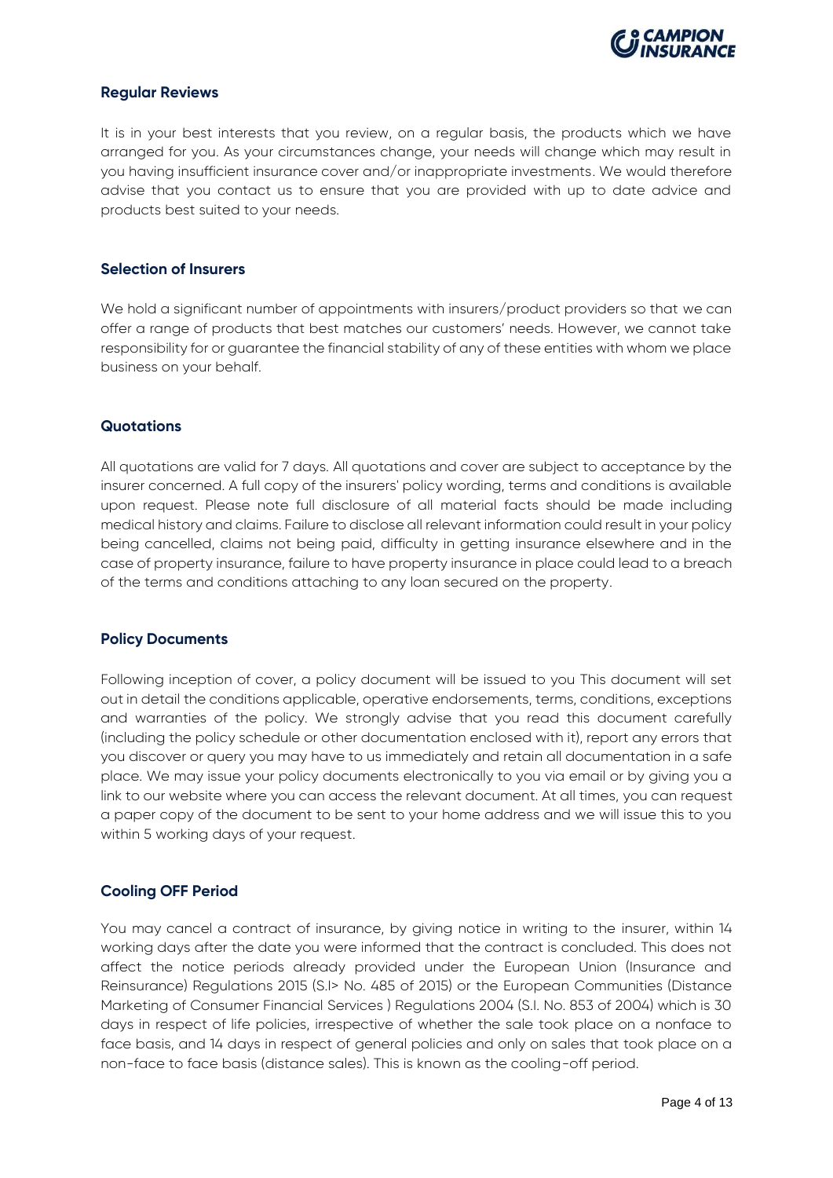## Regular Reviews

It is in your best interests that you review, on a regular basis, the products which we have arranged for you. As your circumstances change, your needs will change which may result in you having insufficient insurance cover and/or inappropriate investments. We would therefore advise that you contact us to ensure that you are provided with up to date advice and products best suited to your needs.

## Selection of Insurers

We hold a significant number of appointments with insurers/product providers so that we can offer a range of products that best matches our customers' needs. However, we cannot take responsibility for or guarantee the financial stability of any of these entities with whom we place business on your behalf.

## Quotations

All quotations are valid for 7 days. All quotations and cover are subject to acceptance by the insurer concerned. A full copy of the insurers' policy wording, terms and conditions is available upon request. Please note full disclosure of all material facts should be made including medical history and claims. Failure to disclose all relevant information could result in your policy being cancelled, claims not being paid, difficulty in getting insurance elsewhere and in the case of property insurance, failure to have property insurance in place could lead to a breach of the terms and conditions attaching to any loan secured on the property.

## Policy Documents

Following inception of cover, a policy document will be issued to you This document will set out in detail the conditions applicable, operative endorsements, terms, conditions, exceptions and warranties of the policy. We strongly advise that you read this document carefully (including the policy schedule or other documentation enclosed with it), report any errors that you discover or query you may have to us immediately and retain all documentation in a safe place. We may issue your policy documents electronically to you via email or by giving you a link to our website where you can access the relevant document. At all times, you can request a paper copy of the document to be sent to your home address and we will issue this to you within 5 working days of your request.

## Cooling OFF Period

You may cancel a contract of insurance, by giving notice in writing to the insurer, within 14 working days after the date you were informed that the contract is concluded. This does not affect the notice periods already provided under the European Union (Insurance and Reinsurance) Regulations 2015 (S.I> No. 485 of 2015) or the European Communities (Distance Marketing of Consumer Financial Services ) Regulations 2004 (S.I. No. 853 of 2004) which is 30 days in respect of life policies, irrespective of whether the sale took place on a nonface to face basis, and 14 days in respect of general policies and only on sales that took place on a non-face to face basis (distance sales). This is known as the cooling-off period.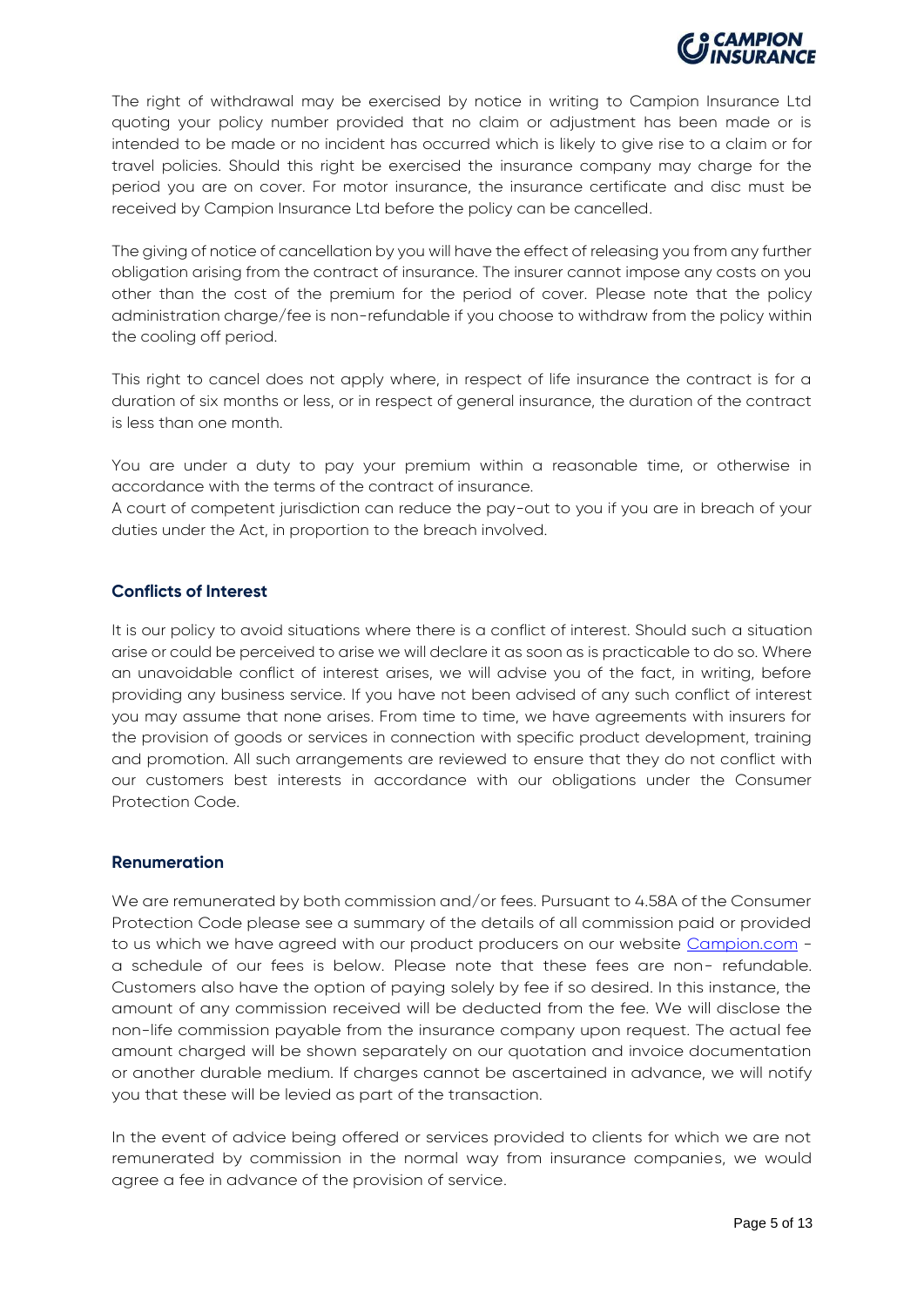The right of withdrawal may be exercised by notice in writing to Campion Insurance Ltd quoting your policy number provided that no claim or adjustment has been made or is intended to be made or no incident has occurred which is likely to give rise to a claim or for travel policies. Should this right be exercised the insurance company may charge for the period you are on cover. For motor insurance, the insurance certificate and disc must be received by Campion Insurance Ltd before the policy can be cancelled.

The giving of notice of cancellation by you will have the effect of releasing you from any further obligation arising from the contract of insurance. The insurer cannot impose any costs on you other than the cost of the premium for the period of cover. Please note that the policy administration charge/fee is non-refundable if you choose to withdraw from the policy within the cooling off period.

This right to cancel does not apply where, in respect of life insurance the contract is for a duration of six months or less, or in respect of general insurance, the duration of the contract is less than one month.

You are under a duty to pay your premium within a reasonable time, or otherwise in accordance with the terms of the contract of insurance.
A court of competent jurisdiction can reduce the pay-out to you if you are in breach of your duties under the Act, in proportion to the breach involved.

## Conflicts of Interest

It is our policy to avoid situations where there is a conflict of interest. Should such a situation arise or could be perceived to arise we will declare it as soon as is practicable to do so. Where an unavoidable conflict of interest arises, we will advise you of the fact, in writing, before providing any business service. If you have not been advised of any such conflict of interest you may assume that none arises. From time to time, we have agreements with insurers for the provision of goods or services in connection with specific product development, training and promotion. All such arrangements are reviewed to ensure that they do not conflict with our customers best interests in accordance with our obligations under the Consumer Protection Code.

## Renumeration

We are remunerated by both commission and/or fees. Pursuant to 4.58A of the Consumer Protection Code please see a summary of the details of all commission paid or provided to us which we have agreed with our product producers on our website Campion.com - a schedule of our fees is below. Please note that these fees are non- refundable. Customers also have the option of paying solely by fee if so desired. In this instance, the amount of any commission received will be deducted from the fee. We will disclose the non-life commission payable from the insurance company upon request. The actual fee amount charged will be shown separately on our quotation and invoice documentation or another durable medium. If charges cannot be ascertained in advance, we will notify you that these will be levied as part of the transaction.

In the event of advice being offered or services provided to clients for which we are not remunerated by commission in the normal way from insurance companies, we would agree a fee in advance of the provision of service.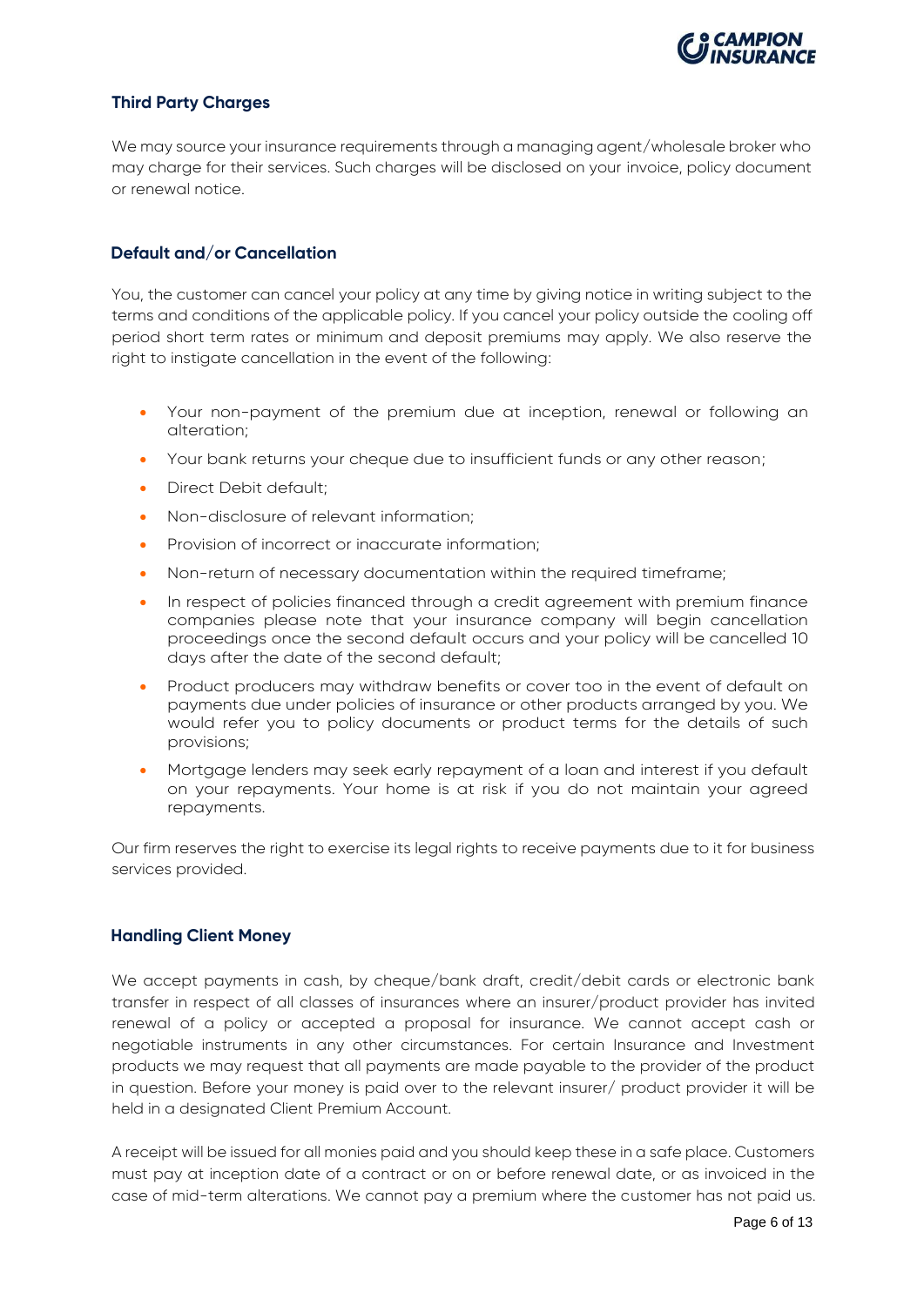## Third Party Charges

We may source your insurance requirements through a managing agent/wholesale broker who may charge for their services. Such charges will be disclosed on your invoice, policy document or renewal notice.

## Default and/or Cancellation

You, the customer can cancel your policy at any time by giving notice in writing subject to the terms and conditions of the applicable policy. If you cancel your policy outside the cooling off period short term rates or minimum and deposit premiums may apply. We also reserve the right to instigate cancellation in the event of the following:

- Your non-payment of the premium due at inception, renewal or following an alteration;
- Your bank returns your cheque due to insufficient funds or any other reason;
- Direct Debit default;
- Non-disclosure of relevant information;
- Provision of incorrect or inaccurate information;
- Non-return of necessary documentation within the required timeframe;
- In respect of policies financed through a credit agreement with premium finance companies please note that your insurance company will begin cancellation proceedings once the second default occurs and your policy will be cancelled 10 days after the date of the second default;
- Product producers may withdraw benefits or cover too in the event of default on payments due under policies of insurance or other products arranged by you. We would refer you to policy documents or product terms for the details of such provisions;
- Mortgage lenders may seek early repayment of a loan and interest if you default on your repayments. Your home is at risk if you do not maintain your agreed repayments.

Our firm reserves the right to exercise its legal rights to receive payments due to it for business services provided.

## Handling Client Money

We accept payments in cash, by cheque/bank draft, credit/debit cards or electronic bank transfer in respect of all classes of insurances where an insurer/product provider has invited renewal of a policy or accepted a proposal for insurance. We cannot accept cash or negotiable instruments in any other circumstances. For certain Insurance and Investment products we may request that all payments are made payable to the provider of the product in question. Before your money is paid over to the relevant insurer/ product provider it will be held in a designated Client Premium Account.

A receipt will be issued for all monies paid and you should keep these in a safe place. Customers must pay at inception date of a contract or on or before renewal date, or as invoiced in the case of mid-term alterations. We cannot pay a premium where the customer has not paid us.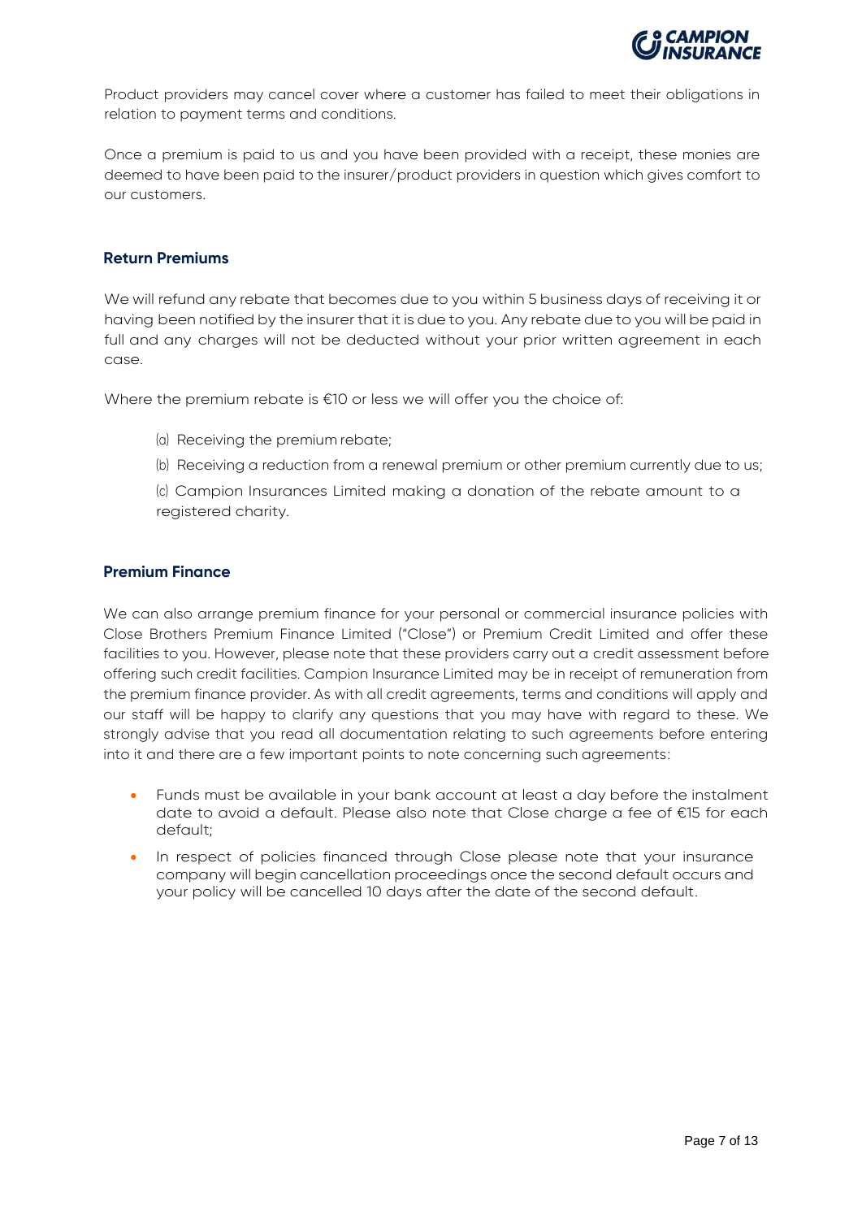Product providers may cancel cover where a customer has failed to meet their obligations in relation to payment terms and conditions.

Once a premium is paid to us and you have been provided with a receipt, these monies are deemed to have been paid to the insurer/product providers in question which gives comfort to our customers.

### Return Premiums

We will refund any rebate that becomes due to you within 5 business days of receiving it or having been notified by the insurer that it is due to you. Any rebate due to you will be paid in full and any charges will not be deducted without your prior written agreement in each case.

Where the premium rebate is €10 or less we will offer you the choice of:

(a) Receiving the premium rebate;

(b) Receiving a reduction from a renewal premium or other premium currently due to us;

(c) Campion Insurances Limited making a donation of the rebate amount to a registered charity.

### Premium Finance

We can also arrange premium finance for your personal or commercial insurance policies with Close Brothers Premium Finance Limited ("Close") or Premium Credit Limited and offer these facilities to you. However, please note that these providers carry out a credit assessment before offering such credit facilities. Campion Insurance Limited may be in receipt of remuneration from the premium finance provider. As with all credit agreements, terms and conditions will apply and our staff will be happy to clarify any questions that you may have with regard to these. We strongly advise that you read all documentation relating to such agreements before entering into it and there are a few important points to note concerning such agreements:

- Funds must be available in your bank account at least a day before the instalment date to avoid a default. Please also note that Close charge a fee of €15 for each default;
- In respect of policies financed through Close please note that your insurance company will begin cancellation proceedings once the second default occurs and your policy will be cancelled 10 days after the date of the second default.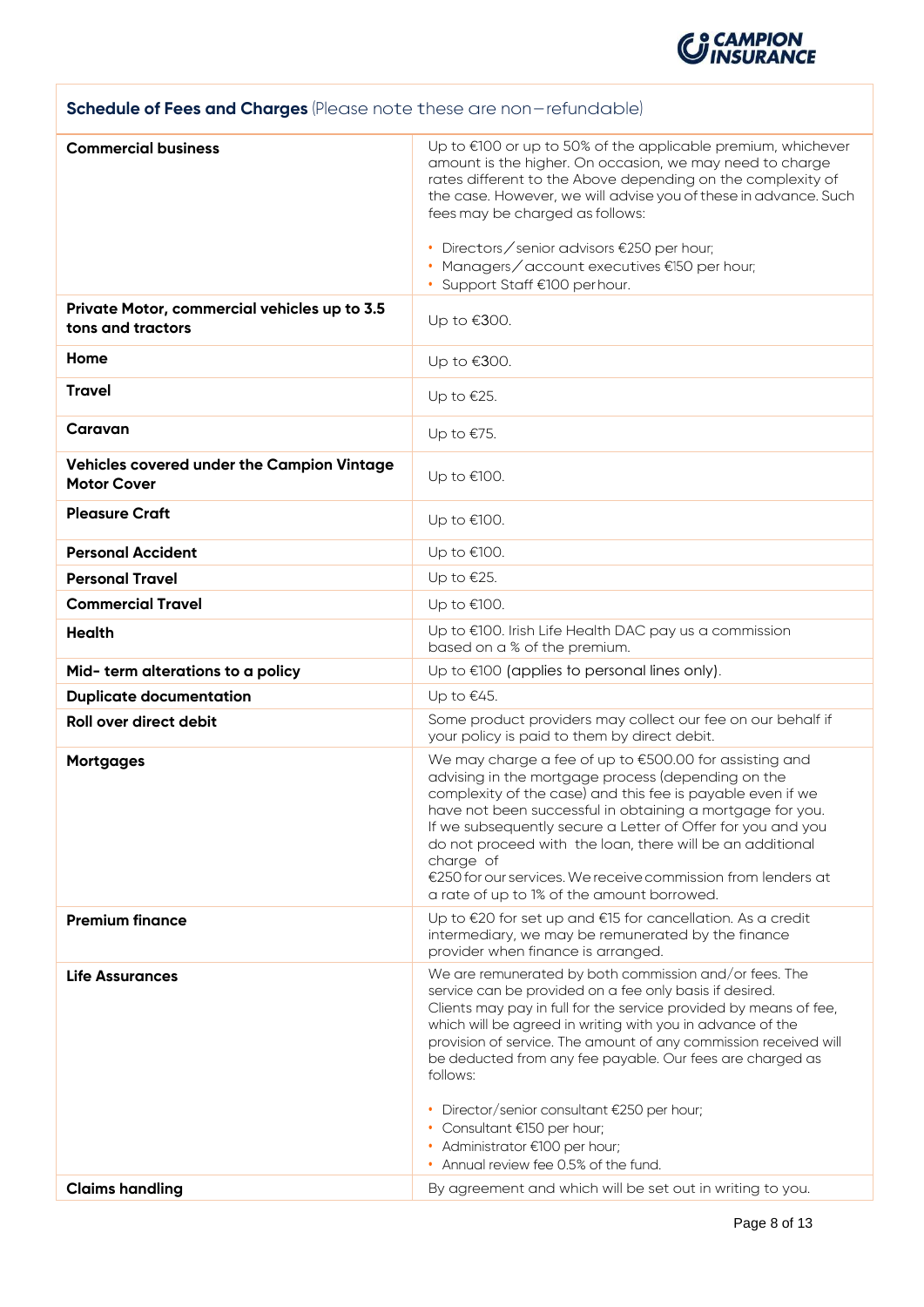| **Schedule of Fees and Charges** (Please note these are non–refundable) | |
|---|---|
| **Commercial business** | Up to €100 or up to 50% of the applicable premium, whichever amount is the higher. On occasion, we may need to charge rates different to the Above depending on the complexity of the case. However, we will advise you of these in advance. Such fees may be charged as follows:<br><br>• Directors/senior advisors €250 per hour;<br>• Managers/account executives €150 per hour;<br>• Support Staff €100 per hour. |
| **Private Motor, commercial vehicles up to 3.5 tons and tractors** | Up to €300. |
| **Home** | Up to €300. |
| **Travel** | Up to €25. |
| **Caravan** | Up to €75. |
| **Vehicles covered under the Campion Vintage Motor Cover** | Up to €100. |
| **Pleasure Craft** | Up to €100. |
| **Personal Accident** | Up to €100. |
| **Personal Travel** | Up to €25. |
| **Commercial Travel** | Up to €100. |
| **Health** | Up to €100. Irish Life Health DAC pay us a commission based on a % of the premium. |
| **Mid- term alterations to a policy** | Up to €100 (applies to personal lines only). |
| **Duplicate documentation** | Up to €45. |
| **Roll over direct debit** | Some product providers may collect our fee on our behalf if your policy is paid to them by direct debit. |
| **Mortgages** | We may charge a fee of up to €500.00 for assisting and advising in the mortgage process (depending on the complexity of the case) and this fee is payable even if we have not been successful in obtaining a mortgage for you. If we subsequently secure a Letter of Offer for you and you do not proceed with the loan, there will be an additional charge of €250 for our services. We receive commission from lenders at a rate of up to 1% of the amount borrowed. |
| **Premium finance** | Up to €20 for set up and €15 for cancellation. As a credit intermediary, we may be remunerated by the finance provider when finance is arranged. |
| **Life Assurances** | We are remunerated by both commission and/or fees. The service can be provided on a fee only basis if desired. Clients may pay in full for the service provided by means of fee, which will be agreed in writing with you in advance of the provision of service. The amount of any commission received will be deducted from any fee payable. Our fees are charged as follows:<br><br>• Director/senior consultant €250 per hour;<br>• Consultant €150 per hour;<br>• Administrator €100 per hour;<br>• Annual review fee 0.5% of the fund. |
| **Claims handling** | By agreement and which will be set out in writing to you. |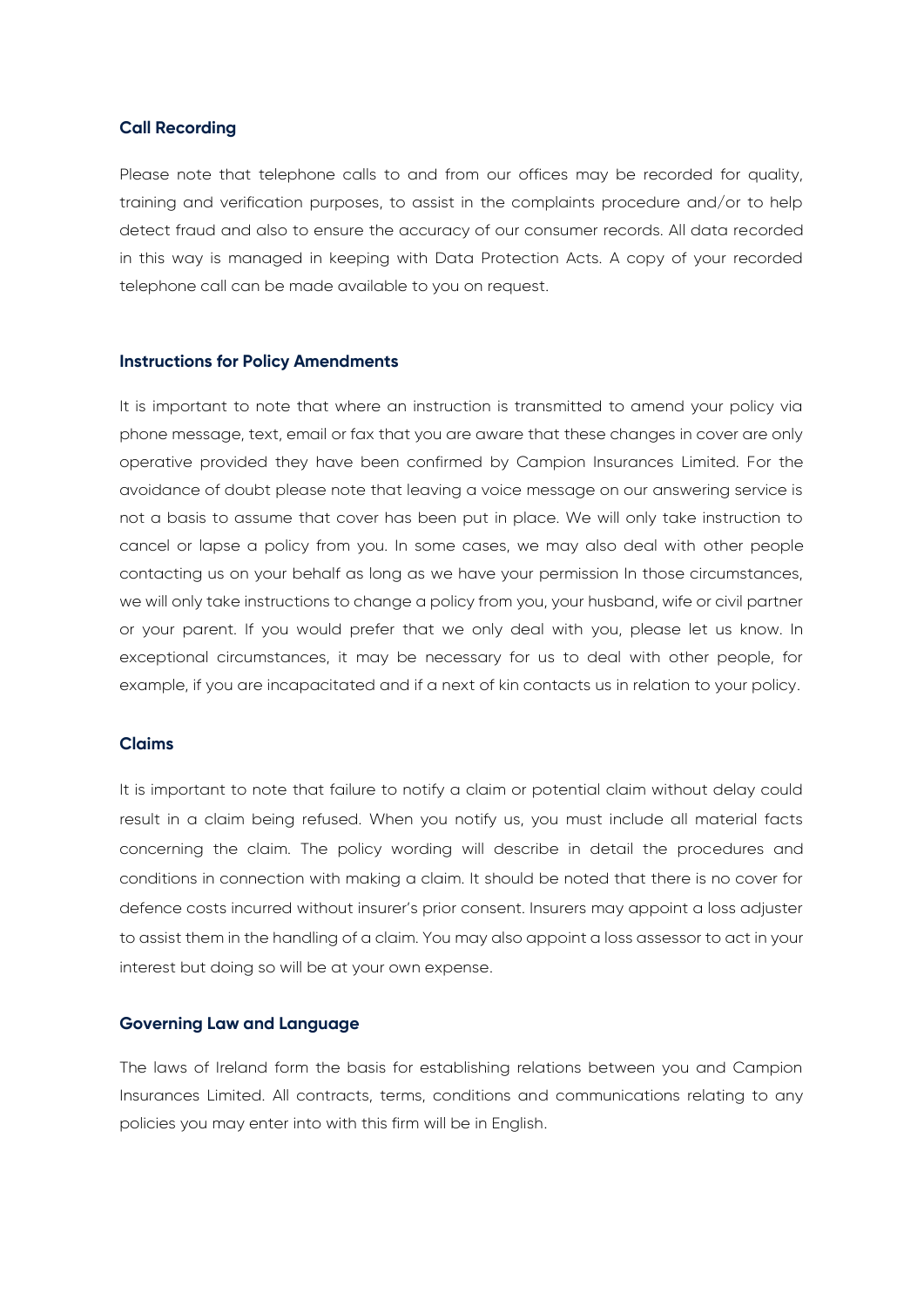## Call Recording

Please note that telephone calls to and from our offices may be recorded for quality, training and verification purposes, to assist in the complaints procedure and/or to help detect fraud and also to ensure the accuracy of our consumer records. All data recorded in this way is managed in keeping with Data Protection Acts. A copy of your recorded telephone call can be made available to you on request.

## Instructions for Policy Amendments

It is important to note that where an instruction is transmitted to amend your policy via phone message, text, email or fax that you are aware that these changes in cover are only operative provided they have been confirmed by Campion Insurances Limited. For the avoidance of doubt please note that leaving a voice message on our answering service is not a basis to assume that cover has been put in place. We will only take instruction to cancel or lapse a policy from you. In some cases, we may also deal with other people contacting us on your behalf as long as we have your permission In those circumstances, we will only take instructions to change a policy from you, your husband, wife or civil partner or your parent. If you would prefer that we only deal with you, please let us know. In exceptional circumstances, it may be necessary for us to deal with other people, for example, if you are incapacitated and if a next of kin contacts us in relation to your policy.

## Claims

It is important to note that failure to notify a claim or potential claim without delay could result in a claim being refused. When you notify us, you must include all material facts concerning the claim. The policy wording will describe in detail the procedures and conditions in connection with making a claim. It should be noted that there is no cover for defence costs incurred without insurer's prior consent. Insurers may appoint a loss adjuster to assist them in the handling of a claim. You may also appoint a loss assessor to act in your interest but doing so will be at your own expense.

## Governing Law and Language

The laws of Ireland form the basis for establishing relations between you and Campion Insurances Limited. All contracts, terms, conditions and communications relating to any policies you may enter into with this firm will be in English.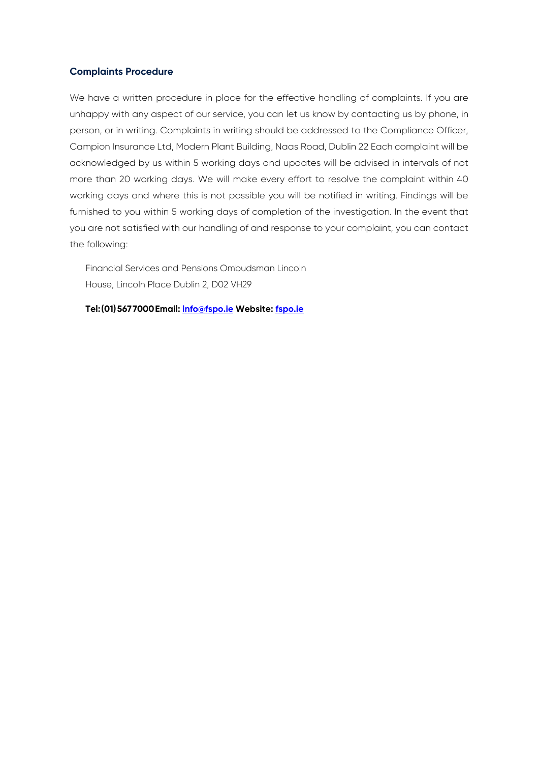## Complaints Procedure

We have a written procedure in place for the effective handling of complaints. If you are unhappy with any aspect of our service, you can let us know by contacting us by phone, in person, or in writing. Complaints in writing should be addressed to the Compliance Officer, Campion Insurance Ltd, Modern Plant Building, Naas Road, Dublin 22 Each complaint will be acknowledged by us within 5 working days and updates will be advised in intervals of not more than 20 working days. We will make every effort to resolve the complaint within 40 working days and where this is not possible you will be notified in writing. Findings will be furnished to you within 5 working days of completion of the investigation. In the event that you are not satisfied with our handling of and response to your complaint, you can contact the following:

Financial Services and Pensions Ombudsman Lincoln House, Lincoln Place Dublin 2, D02 VH29

**Tel: (01) 567 7000 Email: info@fspo.ie Website: fspo.ie**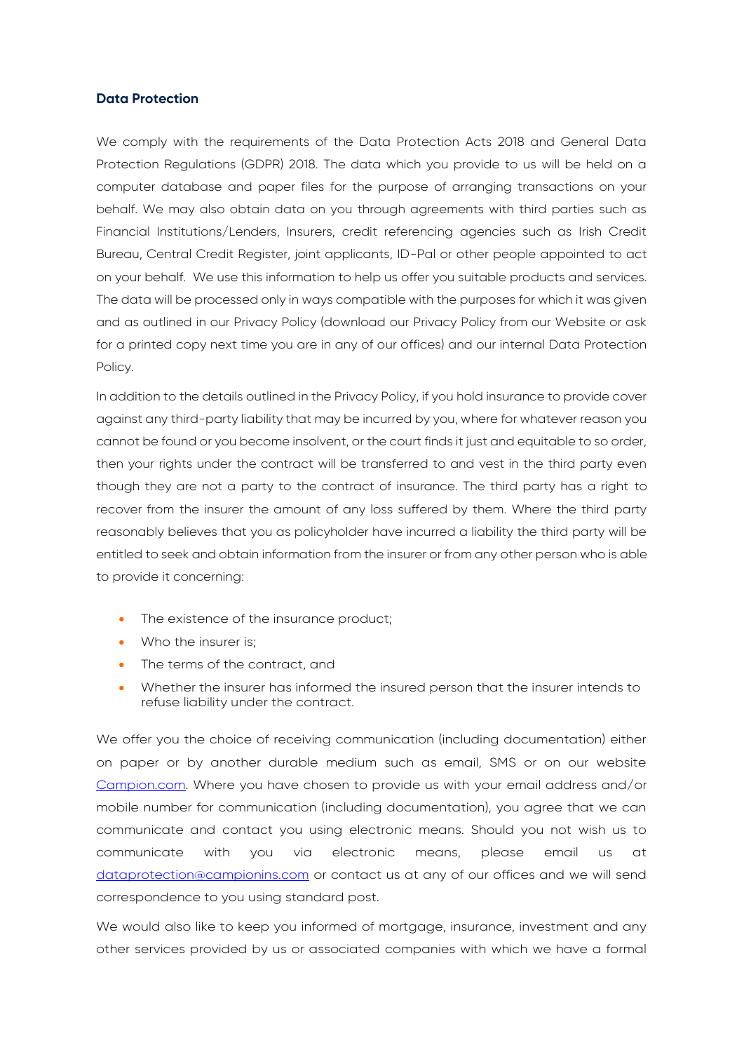### Data Protection

We comply with the requirements of the Data Protection Acts 2018 and General Data Protection Regulations (GDPR) 2018. The data which you provide to us will be held on a computer database and paper files for the purpose of arranging transactions on your behalf. We may also obtain data on you through agreements with third parties such as Financial Institutions/Lenders, Insurers, credit referencing agencies such as Irish Credit Bureau, Central Credit Register, joint applicants, ID-Pal or other people appointed to act on your behalf. We use this information to help us offer you suitable products and services. The data will be processed only in ways compatible with the purposes for which it was given and as outlined in our Privacy Policy (download our Privacy Policy from our Website or ask for a printed copy next time you are in any of our offices) and our internal Data Protection Policy.

In addition to the details outlined in the Privacy Policy, if you hold insurance to provide cover against any third-party liability that may be incurred by you, where for whatever reason you cannot be found or you become insolvent, or the court finds it just and equitable to so order, then your rights under the contract will be transferred to and vest in the third party even though they are not a party to the contract of insurance. The third party has a right to recover from the insurer the amount of any loss suffered by them. Where the third party reasonably believes that you as policyholder have incurred a liability the third party will be entitled to seek and obtain information from the insurer or from any other person who is able to provide it concerning:

- The existence of the insurance product;
- Who the insurer is;
- The terms of the contract, and
- Whether the insurer has informed the insured person that the insurer intends to refuse liability under the contract.

We offer you the choice of receiving communication (including documentation) either on paper or by another durable medium such as email, SMS or on our website Campion.com. Where you have chosen to provide us with your email address and/or mobile number for communication (including documentation), you agree that we can communicate and contact you using electronic means. Should you not wish us to communicate with you via electronic means, please email us at dataprotection@campionins.com or contact us at any of our offices and we will send correspondence to you using standard post.

We would also like to keep you informed of mortgage, insurance, investment and any other services provided by us or associated companies with which we have a formal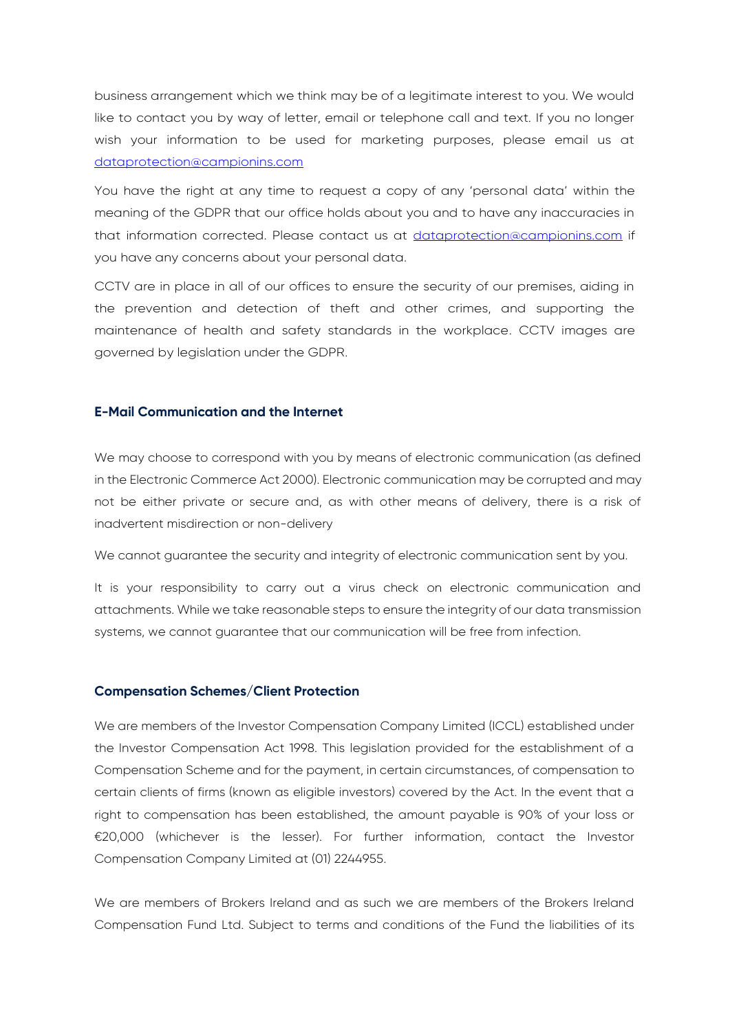business arrangement which we think may be of a legitimate interest to you. We would like to contact you by way of letter, email or telephone call and text. If you no longer wish your information to be used for marketing purposes, please email us at dataprotection@campionins.com

You have the right at any time to request a copy of any 'personal data' within the meaning of the GDPR that our office holds about you and to have any inaccuracies in that information corrected. Please contact us at dataprotection@campionins.com if you have any concerns about your personal data.

CCTV are in place in all of our offices to ensure the security of our premises, aiding in the prevention and detection of theft and other crimes, and supporting the maintenance of health and safety standards in the workplace. CCTV images are governed by legislation under the GDPR.

### E-Mail Communication and the Internet

We may choose to correspond with you by means of electronic communication (as defined in the Electronic Commerce Act 2000). Electronic communication may be corrupted and may not be either private or secure and, as with other means of delivery, there is a risk of inadvertent misdirection or non-delivery

We cannot guarantee the security and integrity of electronic communication sent by you.

It is your responsibility to carry out a virus check on electronic communication and attachments. While we take reasonable steps to ensure the integrity of our data transmission systems, we cannot guarantee that our communication will be free from infection.

### Compensation Schemes/Client Protection

We are members of the Investor Compensation Company Limited (ICCL) established under the Investor Compensation Act 1998. This legislation provided for the establishment of a Compensation Scheme and for the payment, in certain circumstances, of compensation to certain clients of firms (known as eligible investors) covered by the Act. In the event that a right to compensation has been established, the amount payable is 90% of your loss or €20,000 (whichever is the lesser). For further information, contact the Investor Compensation Company Limited at (01) 2244955.

We are members of Brokers Ireland and as such we are members of the Brokers Ireland Compensation Fund Ltd. Subject to terms and conditions of the Fund the liabilities of its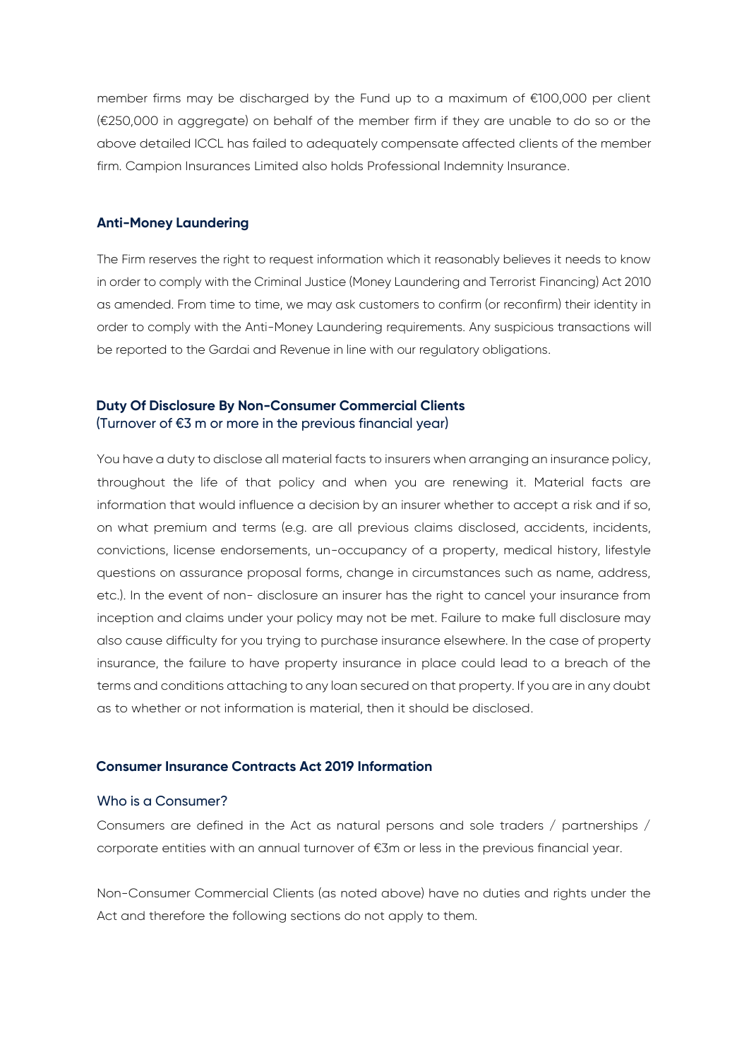member firms may be discharged by the Fund up to a maximum of €100,000 per client (€250,000 in aggregate) on behalf of the member firm if they are unable to do so or the above detailed ICCL has failed to adequately compensate affected clients of the member firm. Campion Insurances Limited also holds Professional Indemnity Insurance.

### Anti-Money Laundering

The Firm reserves the right to request information which it reasonably believes it needs to know in order to comply with the Criminal Justice (Money Laundering and Terrorist Financing) Act 2010 as amended. From time to time, we may ask customers to confirm (or reconfirm) their identity in order to comply with the Anti-Money Laundering requirements. Any suspicious transactions will be reported to the Gardai and Revenue in line with our regulatory obligations.

### Duty Of Disclosure By Non-Consumer Commercial Clients
(Turnover of €3 m or more in the previous financial year)

You have a duty to disclose all material facts to insurers when arranging an insurance policy, throughout the life of that policy and when you are renewing it. Material facts are information that would influence a decision by an insurer whether to accept a risk and if so, on what premium and terms (e.g. are all previous claims disclosed, accidents, incidents, convictions, license endorsements, un-occupancy of a property, medical history, lifestyle questions on assurance proposal forms, change in circumstances such as name, address, etc.). In the event of non- disclosure an insurer has the right to cancel your insurance from inception and claims under your policy may not be met. Failure to make full disclosure may also cause difficulty for you trying to purchase insurance elsewhere. In the case of property insurance, the failure to have property insurance in place could lead to a breach of the terms and conditions attaching to any loan secured on that property. If you are in any doubt as to whether or not information is material, then it should be disclosed.

### Consumer Insurance Contracts Act 2019 Information

#### Who is a Consumer?

Consumers are defined in the Act as natural persons and sole traders / partnerships / corporate entities with an annual turnover of €3m or less in the previous financial year.

Non-Consumer Commercial Clients (as noted above) have no duties and rights under the Act and therefore the following sections do not apply to them.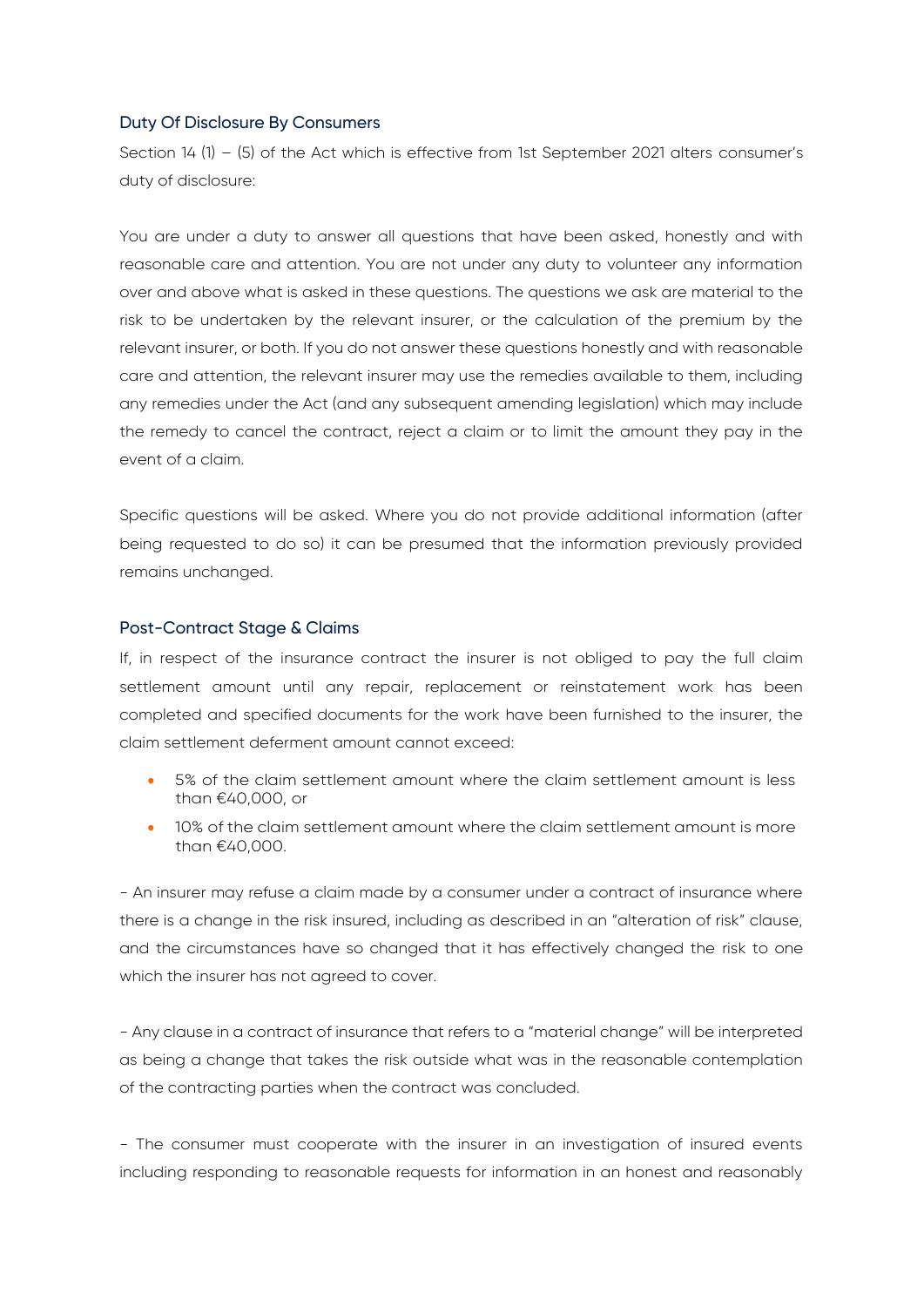## Duty Of Disclosure By Consumers

Section 14 (1) – (5) of the Act which is effective from 1st September 2021 alters consumer's duty of disclosure:

You are under a duty to answer all questions that have been asked, honestly and with reasonable care and attention. You are not under any duty to volunteer any information over and above what is asked in these questions. The questions we ask are material to the risk to be undertaken by the relevant insurer, or the calculation of the premium by the relevant insurer, or both. If you do not answer these questions honestly and with reasonable care and attention, the relevant insurer may use the remedies available to them, including any remedies under the Act (and any subsequent amending legislation) which may include the remedy to cancel the contract, reject a claim or to limit the amount they pay in the event of a claim.

Specific questions will be asked. Where you do not provide additional information (after being requested to do so) it can be presumed that the information previously provided remains unchanged.

## Post-Contract Stage & Claims

If, in respect of the insurance contract the insurer is not obliged to pay the full claim settlement amount until any repair, replacement or reinstatement work has been completed and specified documents for the work have been furnished to the insurer, the claim settlement deferment amount cannot exceed:

- 5% of the claim settlement amount where the claim settlement amount is less than €40,000, or
- 10% of the claim settlement amount where the claim settlement amount is more than €40,000.

- An insurer may refuse a claim made by a consumer under a contract of insurance where there is a change in the risk insured, including as described in an "alteration of risk" clause, and the circumstances have so changed that it has effectively changed the risk to one which the insurer has not agreed to cover.

- Any clause in a contract of insurance that refers to a "material change" will be interpreted as being a change that takes the risk outside what was in the reasonable contemplation of the contracting parties when the contract was concluded.

- The consumer must cooperate with the insurer in an investigation of insured events including responding to reasonable requests for information in an honest and reasonably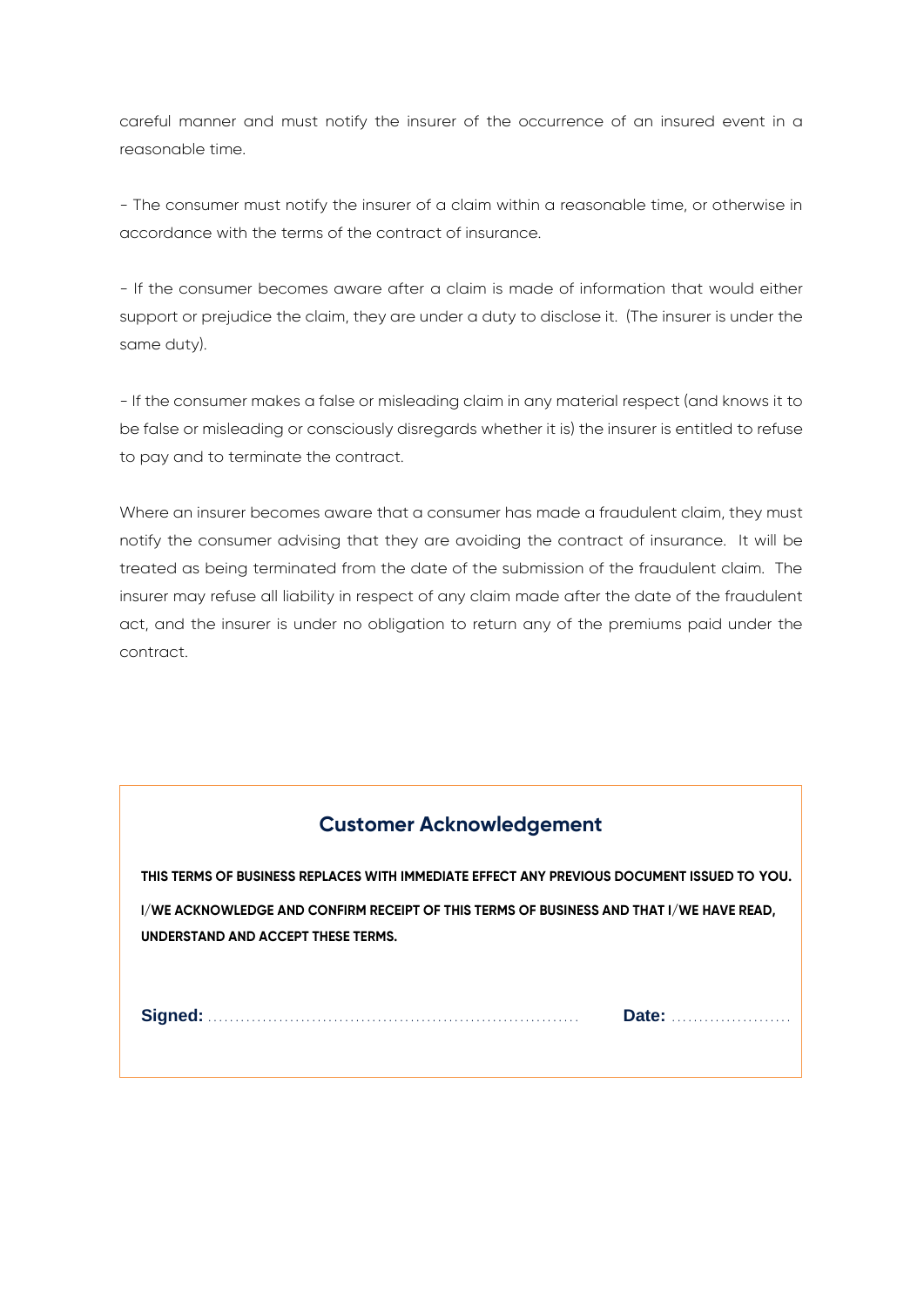careful manner and must notify the insurer of the occurrence of an insured event in a reasonable time.

- The consumer must notify the insurer of a claim within a reasonable time, or otherwise in accordance with the terms of the contract of insurance.

- If the consumer becomes aware after a claim is made of information that would either support or prejudice the claim, they are under a duty to disclose it. (The insurer is under the same duty).

- If the consumer makes a false or misleading claim in any material respect (and knows it to be false or misleading or consciously disregards whether it is) the insurer is entitled to refuse to pay and to terminate the contract.

Where an insurer becomes aware that a consumer has made a fraudulent claim, they must notify the consumer advising that they are avoiding the contract of insurance. It will be treated as being terminated from the date of the submission of the fraudulent claim. The insurer may refuse all liability in respect of any claim made after the date of the fraudulent act, and the insurer is under no obligation to return any of the premiums paid under the contract.

## Customer Acknowledgement

**THIS TERMS OF BUSINESS REPLACES WITH IMMEDIATE EFFECT ANY PREVIOUS DOCUMENT ISSUED TO YOU.**

**I/WE ACKNOWLEDGE AND CONFIRM RECEIPT OF THIS TERMS OF BUSINESS AND THAT I/WE HAVE READ, UNDERSTAND AND ACCEPT THESE TERMS.**

**Signed:** ....................................................................... **Date:** ......................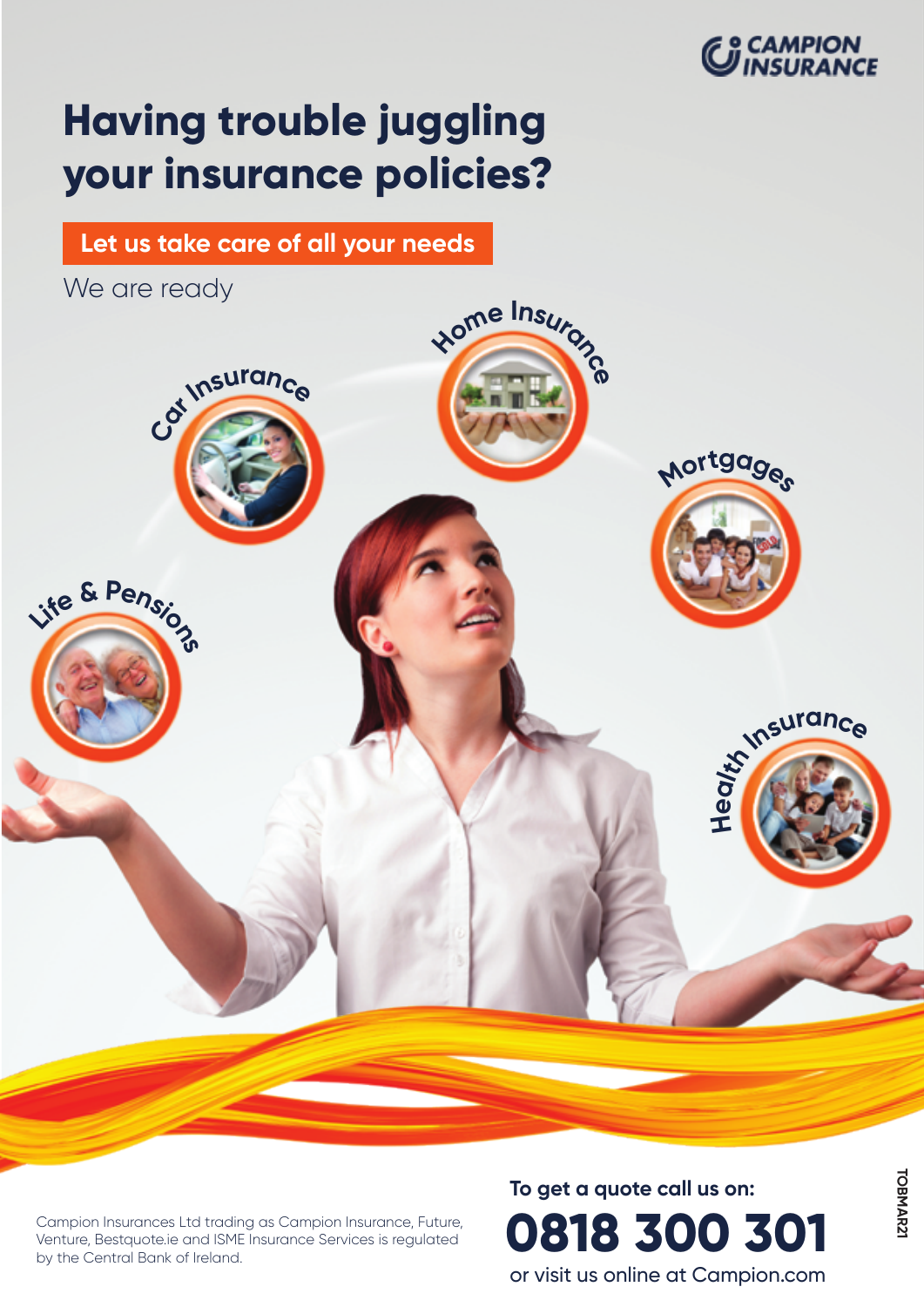CAMPION INSURANCE

# Having trouble juggling your insurance policies?

**Let us take care of all your needs**

We are ready

Home Insurance

Car Insurance

Mortgages

Life & Pensions

Health Insurance

Campion Insurances Ltd trading as Campion Insurance, Future, Venture, Bestquote.ie and ISME Insurance Services is regulated by the Central Bank of Ireland.

**To get a quote call us on:**

**0818 300 301**

or visit us online at Campion.com

TOBMAR21